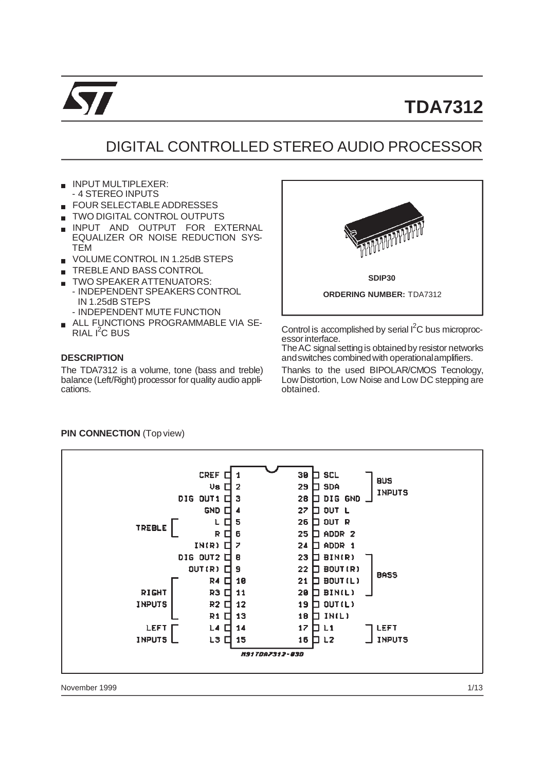# TDA7312

## DIGITAL CONTROLLED STEREO AUDIO PROCESSOR

- INPUT MULTIPLEXER:
  - 4 STEREO INPUTS
- FOUR SELECTABLE ADDRESSES
- TWO DIGITAL CONTROL OUTPUTS
- INPUT AND OUTPUT FOR EXTERNAL EQUALIZER OR NOISE REDUCTION SYSTEM
- VOLUME CONTROL IN 1.25dB STEPS
- TREBLE AND BASS CONTROL
- TWO SPEAKER ATTENUATORS:
  - INDEPENDENT SPEAKERS CONTROL IN 1.25dB STEPS
  - INDEPENDENT MUTE FUNCTION
- ALL FUNCTIONS PROGRAMMABLE VIA SERIAL I$^2$C BUS

SDIP30

**ORDERING NUMBER:** TDA7312

### DESCRIPTION

The TDA7312 is a volume, tone (bass and treble) balance (Left/Right) processor for quality audio applications.

Control is accomplished by serial I$^2$C bus microprocessor interface.

The AC signal setting is obtained by resistor networks and switches combined with operational amplifiers.

Thanks to the used BIPOLAR/CMOS Tecnology, Low Distortion, Low Noise and Low DC stepping are obtained.

### PIN CONNECTION (Top view)

CREF 1 — 30 SCL
Vs 2 — 29 SDA
DIG OUT1 3 — 28 DIG GND
GND 4 — 27 OUT L
L 5 — 26 OUT R
R 6 — 25 ADDR 2
IN(R) 7 — 24 ADDR 1
DIG OUT2 8 — 23 BIN(R)
OUT(R) 9 — 22 BOUT(R)
R4 10 — 21 BOUT(L)
R3 11 — 20 BIN(L)
R2 12 — 19 OUT(L)
R1 13 — 18 IN(L)
L4 14 — 17 L1
L3 15 — 16 L2

TREBLE (pins 5, 6)
RIGHT INPUTS (pins 10–13)
LEFT INPUTS (pins 14, 15)
BUS INPUTS (pins 28–30)
BASS (pins 20–23)
LEFT INPUTS (pins 16, 17)

M91TDA7312-03D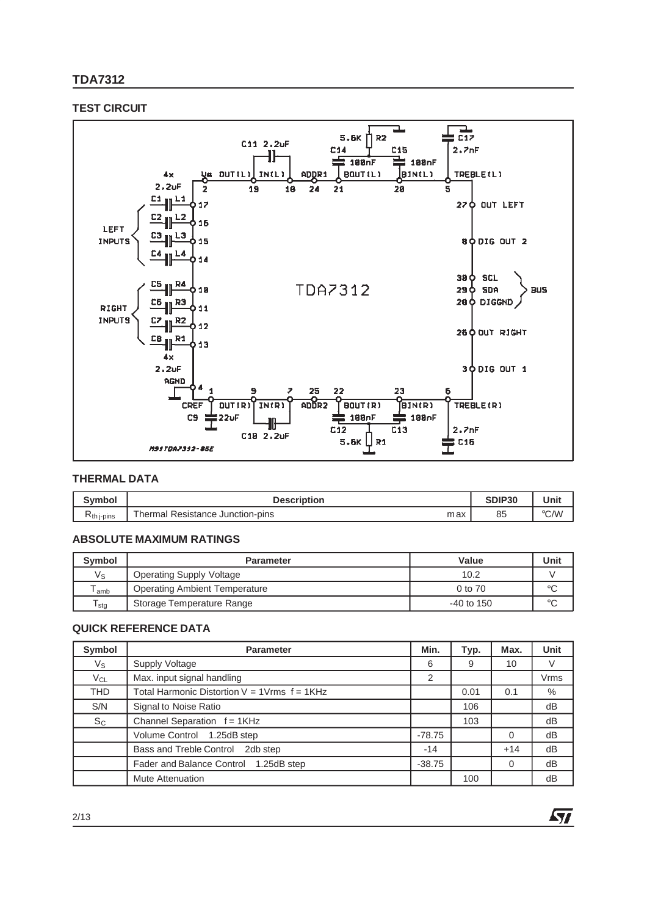## TEST CIRCUIT

M91TDA7312-05E

## THERMAL DATA

| Symbol | Description | | SDIP30 | Unit |
|---|---|---|---|---|
| $R_{th\ j\text{-}pins}$ | Thermal Resistance Junction-pins | max | 85 | °C/W |

## ABSOLUTE MAXIMUM RATINGS

| Symbol | Parameter | Value | Unit |
|---|---|---|---|
| $V_S$ | Operating Supply Voltage | 10.2 | V |
| $T_{amb}$ | Operating Ambient Temperature | 0 to 70 | °C |
| $T_{stg}$ | Storage Temperature Range | -40 to 150 | °C |

## QUICK REFERENCE DATA

| Symbol | Parameter | Min. | Typ. | Max. | Unit |
|---|---|---|---|---|---|
| $V_S$ | Supply Voltage | 6 | 9 | 10 | V |
| $V_{CL}$ | Max. input signal handling | 2 | | | Vrms |
| THD | Total Harmonic Distortion V = 1Vrms f = 1KHz | | 0.01 | 0.1 | % |
| S/N | Signal to Noise Ratio | | 106 | | dB |
| $S_C$ | Channel Separation f = 1KHz | | 103 | | dB |
| | Volume Control 1.25dB step | -78.75 | | 0 | dB |
| | Bass and Treble Control 2db step | -14 | | +14 | dB |
| | Fader and Balance Control 1.25dB step | -38.75 | | 0 | dB |
| | Mute Attenuation | | 100 | | dB |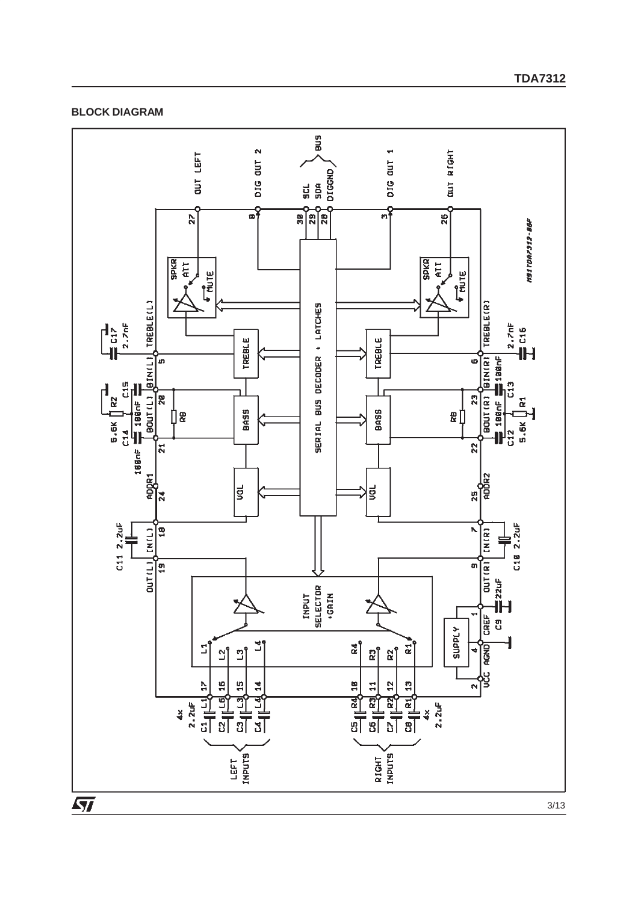## BLOCK DIAGRAM

OUT LEFT
DIG OUT 2
SCL
SDA
DIGGND
BUS
DIG OUT 1
OUT RIGHT

27
8
30
29
28
3
26

SPKR
ATT
MUTE

SERIAL BUS DECODER + LATCHES

TREBLE(L)
C17
2.7nF
5
TREBLE
TREBLE
6
TREBLE(R)
2.7nF
C16

C15
R2
5.6K
C14
100nF
100nF
BIN(L)
BOUT(L)
20
21
RB
BASS
BASS
RB
23
22
BIN(R)
BOUT(R)
100nF
100nF
C13
R1
5.6K
C12

ADDR1
24
VOL
VOL
25
ADDR2

C11 2.2uF
IN(L)
18
OUT(L)
19
7
IN(R)
9
OUT(R)
C10 2.2uF

INPUT
SELECTOR
+GAIN

L1
L2
L3
L4
R4
R3
R2
R1

1
CREF
C9
22uF
SUPPLY
4
AGND
2
VCC

17
16
15
14
10
11
12
13
L1
L2
L3
L4
R4
R3
R2
R1

4x
2.2uF
C1
C2
C3
C4
C5
C6
C7
C8
4x
2.2uF

LEFT
INPUTS
RIGHT
INPUTS

M91TDA7312-06F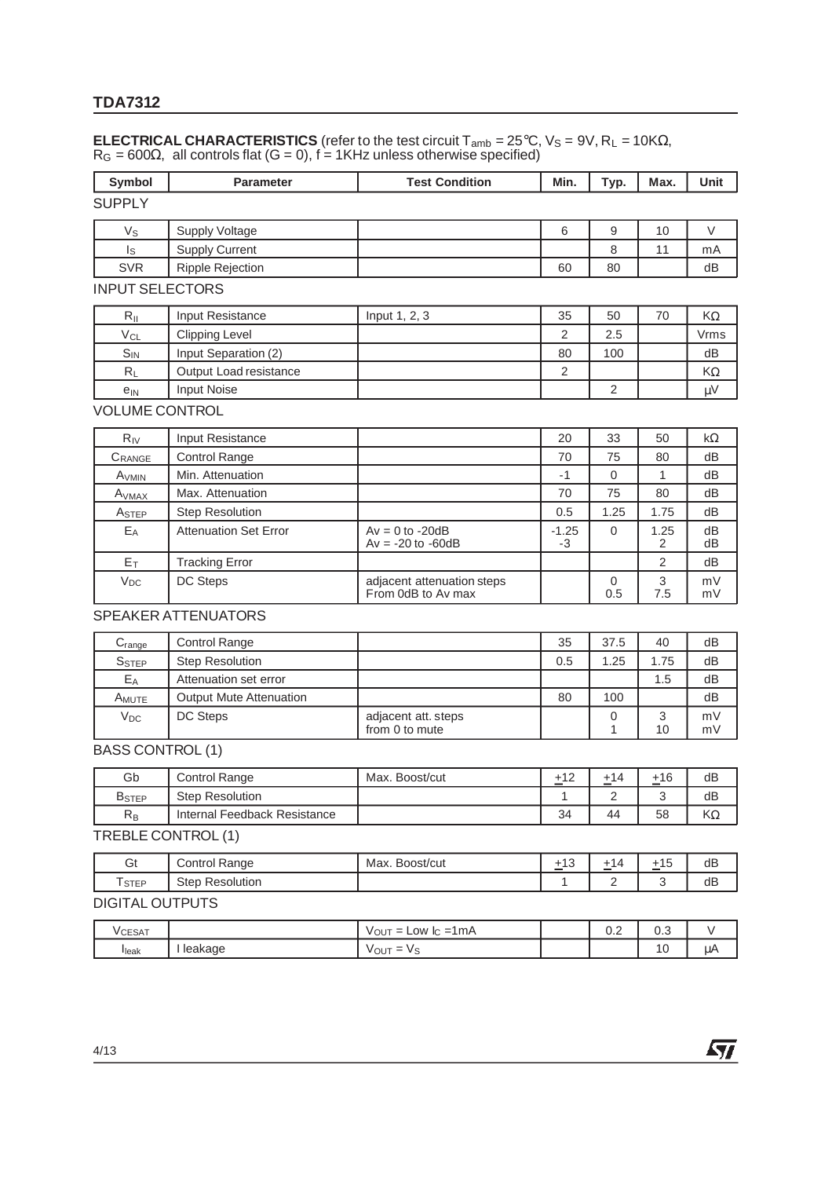**ELECTRICAL CHARACTERISTICS** (refer to the test circuit $T_{amb}$ = 25°C, $V_S$ = 9V, $R_L$ = 10KΩ, $R_G$ = 600Ω, all controls flat (G = 0), f = 1KHz unless otherwise specified)

| Symbol | Parameter | Test Condition | Min. | Typ. | Max. | Unit |
|---|---|---|---|---|---|---|
| **SUPPLY** | | | | | | |
| $V_S$ | Supply Voltage | | 6 | 9 | 10 | V |
| $I_S$ | Supply Current | | | 8 | 11 | mA |
| SVR | Ripple Rejection | | 60 | 80 | | dB |
| **INPUT SELECTORS** | | | | | | |
| $R_{II}$ | Input Resistance | Input 1, 2, 3 | 35 | 50 | 70 | KΩ |
| $V_{CL}$ | Clipping Level | | 2 | 2.5 | | Vrms |
| $S_{IN}$ | Input Separation (2) | | 80 | 100 | | dB |
| $R_L$ | Output Load resistance | | 2 | | | KΩ |
| $e_{IN}$ | Input Noise | | | 2 | | μV |
| **VOLUME CONTROL** | | | | | | |
| $R_{IV}$ | Input Resistance | | 20 | 33 | 50 | kΩ |
| $C_{RANGE}$ | Control Range | | 70 | 75 | 80 | dB |
| $A_{VMIN}$ | Min. Attenuation | | -1 | 0 | 1 | dB |
| $A_{VMAX}$ | Max. Attenuation | | 70 | 75 | 80 | dB |
| $A_{STEP}$ | Step Resolution | | 0.5 | 1.25 | 1.75 | dB |
| $E_A$ | Attenuation Set Error | Av = 0 to -20dB<br>Av = -20 to -60dB | -1.25<br>-3 | 0 | 1.25<br>2 | dB<br>dB |
| $E_T$ | Tracking Error | | | | 2 | dB |
| $V_{DC}$ | DC Steps | adjacent attenuation steps<br>From 0dB to Av max | | 0<br>0.5 | 3<br>7.5 | mV<br>mV |
| **SPEAKER ATTENUATORS** | | | | | | |
| $C_{range}$ | Control Range | | 35 | 37.5 | 40 | dB |
| $S_{STEP}$ | Step Resolution | | 0.5 | 1.25 | 1.75 | dB |
| $E_A$ | Attenuation set error | | | | 1.5 | dB |
| $A_{MUTE}$ | Output Mute Attenuation | | 80 | 100 | | dB |
| $V_{DC}$ | DC Steps | adjacent att. steps<br>from 0 to mute | | 0<br>1 | 3<br>10 | mV<br>mV |
| **BASS CONTROL (1)** | | | | | | |
| Gb | Control Range | Max. Boost/cut | ±12 | ±14 | ±16 | dB |
| $B_{STEP}$ | Step Resolution | | 1 | 2 | 3 | dB |
| $R_B$ | Internal Feedback Resistance | | 34 | 44 | 58 | KΩ |
| **TREBLE CONTROL (1)** | | | | | | |
| Gt | Control Range | Max. Boost/cut | ±13 | ±14 | ±15 | dB |
| $T_{STEP}$ | Step Resolution | | 1 | 2 | 3 | dB |
| **DIGITAL OUTPUTS** | | | | | | |
| $V_{CESAT}$ | | $V_{OUT}$ = Low $I_C$ =1mA | | 0.2 | 0.3 | V |
| $I_{leak}$ | I leakage | $V_{OUT} = V_S$ | | | 10 | μA |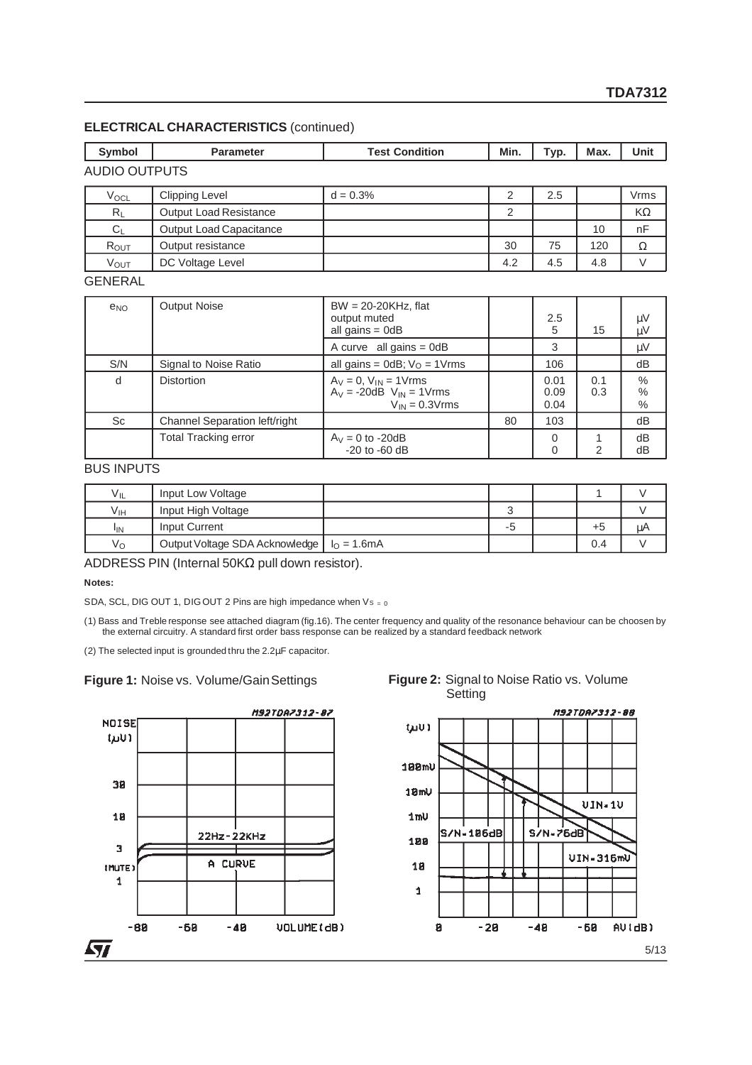## ELECTRICAL CHARACTERISTICS (continued)

| Symbol | Parameter | Test Condition | Min. | Typ. | Max. | Unit |
|---|---|---|---|---|---|---|
| **AUDIO OUTPUTS** | | | | | | |
| $V_{OCL}$ | Clipping Level | d = 0.3% | 2 | 2.5 | | Vrms |
| $R_L$ | Output Load Resistance | | 2 | | | KΩ |
| $C_L$ | Output Load Capacitance | | | | 10 | nF |
| $R_{OUT}$ | Output resistance | | 30 | 75 | 120 | Ω |
| $V_{OUT}$ | DC Voltage Level | | 4.2 | 4.5 | 4.8 | V |
| **GENERAL** | | | | | | |
| $e_{NO}$ | Output Noise | BW = 20-20KHz, flat<br>output muted<br>all gains = 0dB | | 2.5<br>5 | 15 | µV<br>µV |
| | | A curve all gains = 0dB | | 3 | | µV |
| S/N | Signal to Noise Ratio | all gains = 0dB; $V_O$ = 1Vrms | | 106 | | dB |
| d | Distortion | $A_V$ = 0, $V_{IN}$ = 1Vrms<br>$A_V$ = -20dB $V_{IN}$ = 1Vrms<br>$V_{IN}$ = 0.3Vrms | | 0.01<br>0.09<br>0.04 | 0.1<br>0.3 | %<br>%<br>% |
| Sc | Channel Separation left/right | | 80 | 103 | | dB |
| | Total Tracking error | $A_V$ = 0 to -20dB<br>-20 to -60 dB | | 0<br>0 | 1<br>2 | dB<br>dB |
| **BUS INPUTS** | | | | | | |
| $V_{IL}$ | Input Low Voltage | | | | 1 | V |
| $V_{IH}$ | Input High Voltage | | 3 | | | V |
| $I_{IN}$ | Input Current | | -5 | | +5 | µA |
| $V_O$ | Output Voltage SDA Acknowledge | $I_O$ = 1.6mA | | | 0.4 | V |

ADDRESS PIN (Internal 50KΩ pull down resistor).

**Notes:**

SDA, SCL, DIG OUT 1, DIG OUT 2 Pins are high impedance when $V_S = 0$

(1) Bass and Treble response see attached diagram (fig.16). The center frequency and quality of the resonance behaviour can be choosen by the external circuitry. A standard first order bass response can be realized by a standard feedback network

(2) The selected input is grounded thru the 2.2µF capacitor.

**Figure 1:** Noise vs. Volume/Gain Settings

M92TDA7312-07

NOISE (µV)

30

10

3

(MUTE) 1

22Hz-22KHz

A CURVE

-80 -60 -40 VOLUME(dB)

**Figure 2:** Signal to Noise Ratio vs. Volume Setting

M92TDA7312-08

(µV)

100mV

10mV

1mV

100

10

1

S/N=106dB

S/N=76dB

VIN=1V

VIN=316mV

0 -20 -40 -60 AV(dB)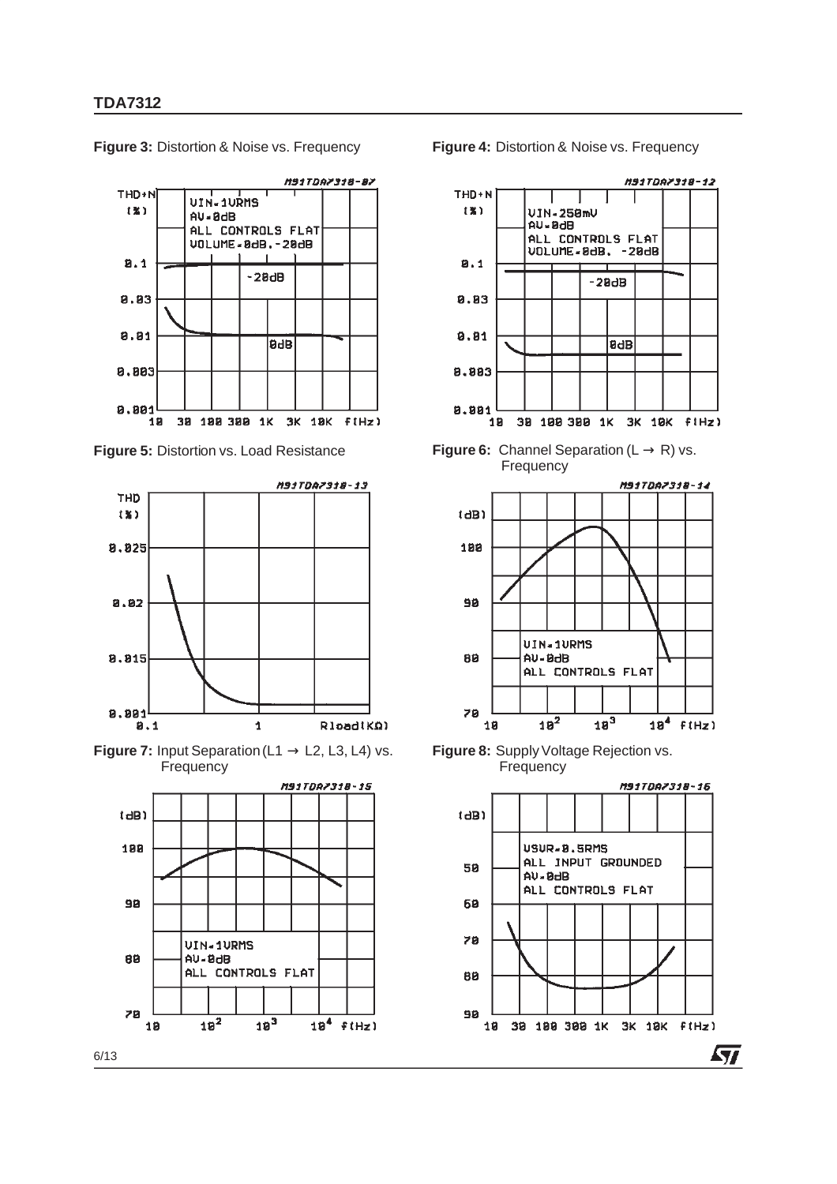**Figure 3:** Distortion & Noise vs. Frequency

M91TDA7318-07

THD+N (%)

VIN=1VRMS
AV=0dB
ALL CONTROLS FLAT
VOLUME=0dB,-20dB

-20dB

0dB

0.1
0.03
0.01
0.003
0.001

10 30 100 300 1K 3K 10K f(Hz)

**Figure 4:** Distortion & Noise vs. Frequency

M91TDA7318-12

THD+N (%)

VIN=250mV
AV=0dB
ALL CONTROLS FLAT
VOLUME=0dB, -20dB

-20dB

0dB

0.1
0.03
0.01
0.003
0.001

10 30 100 300 1K 3K 10K f(Hz)

**Figure 5:** Distortion vs. Load Resistance

M91TDA7318-13

THD (%)

0.025
0.02
0.015
0.001

0.1 1 Rload(KΩ)

**Figure 6:** Channel Separation (L → R) vs. Frequency

M91TDA7318-14

(dB)

100
90
80
70

VIN=1VRMS
AV=0dB
ALL CONTROLS FLAT

10 $10^2$ $10^3$ $10^4$ f(Hz)

**Figure 7:** Input Separation (L1 → L2, L3, L4) vs. Frequency

M91TDA7318-15

(dB)

100
90
80
70

VIN=1VRMS
AV=0dB
ALL CONTROLS FLAT

10 $10^2$ $10^3$ $10^4$ f(Hz)

**Figure 8:** Supply Voltage Rejection vs. Frequency

M91TDA7318-16

(dB)

VSVR=0.5RMS
ALL INPUT GROUNDED
AV=0dB
ALL CONTROLS FLAT

50
60
70
80
90

10 30 100 300 1K 3K 10K f(Hz)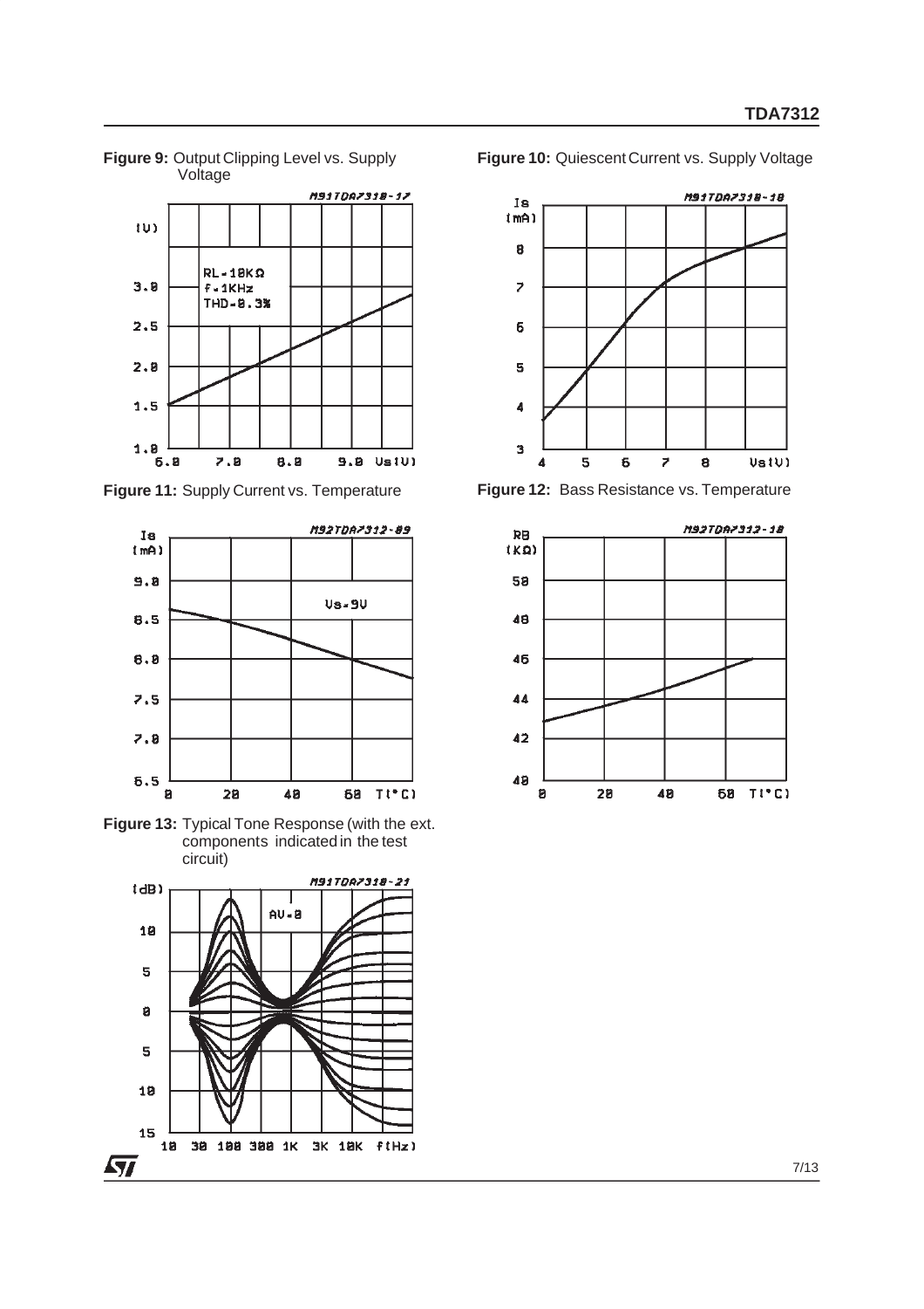**Figure 9:** Output Clipping Level vs. Supply Voltage

M91TDA7318-17

(V)

RL=10KΩ
f=1KHz
THD=0.3%

3.0
2.5
2.0
1.5
1.0

6.0 7.0 8.0 9.0 Vs(V)

**Figure 10:** Quiescent Current vs. Supply Voltage

M91TDA7318-18

Is
(mA)

8
7
6
5
4
3

4 5 6 7 8 Vs(V)

**Figure 11:** Supply Current vs. Temperature

M92TDA7312-09

Is
(mA)

Vs=9V

9.0
8.5
8.0
7.5
7.0
6.5

0 20 40 60 T(°C)

**Figure 12:** Bass Resistance vs. Temperature

M92TDA7312-10

RB
(KΩ)

50
48
46
44
42
40

0 20 40 60 T(°C)

**Figure 13:** Typical Tone Response (with the ext. components indicated in the test circuit)

M91TDA7318-21

(dB)

AV=0

10
5
0
5
10
15

10 30 100 300 1K 3K 10K f(Hz)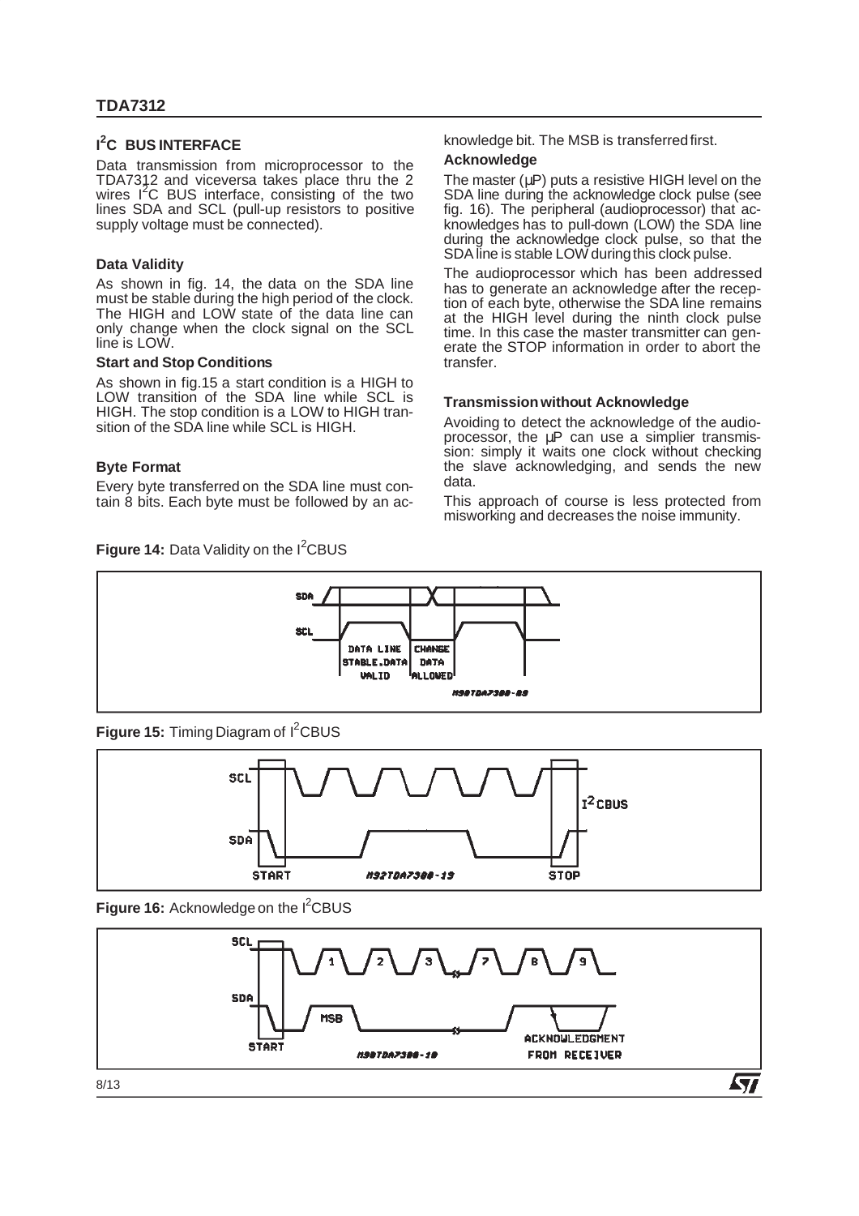## $I^2C$ BUS INTERFACE

Data transmission from microprocessor to the TDA7312 and viceversa takes place thru the 2 wires $I^2C$ BUS interface, consisting of the two lines SDA and SCL (pull-up resistors to positive supply voltage must be connected).

### Data Validity

As shown in fig. 14, the data on the SDA line must be stable during the high period of the clock. The HIGH and LOW state of the data line can only change when the clock signal on the SCL line is LOW.

### Start and Stop Conditions

As shown in fig.15 a start condition is a HIGH to LOW transition of the SDA line while SCL is HIGH. The stop condition is a LOW to HIGH transition of the SDA line while SCL is HIGH.

### Byte Format

Every byte transferred on the SDA line must contain 8 bits. Each byte must be followed by an acknowledge bit. The MSB is transferred first.

### Acknowledge

The master (µP) puts a resistive HIGH level on the SDA line during the acknowledge clock pulse (see fig. 16). The peripheral (audioprocessor) that acknowledges has to pull-down (LOW) the SDA line during the acknowledge clock pulse, so that the SDA line is stable LOW during this clock pulse.

The audioprocessor which has been addressed has to generate an acknowledge after the reception of each byte, otherwise the SDA line remains at the HIGH level during the ninth clock pulse time. In this case the master transmitter can generate the STOP information in order to abort the transfer.

### Transmission without Acknowledge

Avoiding to detect the acknowledge of the audioprocessor, the µP can use a simplier transmission: simply it waits one clock without checking the slave acknowledging, and sends the new data.

This approach of course is less protected from misworking and decreases the noise immunity.

**Figure 14:** Data Validity on the $I^2C$BUS

SDA
SCL
DATA LINE STABLE.DATA VALID
CHANGE DATA ALLOWED
M98TDA7300-09

**Figure 15:** Timing Diagram of $I^2C$BUS

SCL
SDA
START
STOP
$I^2$CBUS
M92TDA7300-13

**Figure 16:** Acknowledge on the $I^2C$BUS

SCL
1 2 3 7 8 9
SDA
MSB
START
ACKNOWLEDGMENT FROM RECEIVER
M98TDA7300-10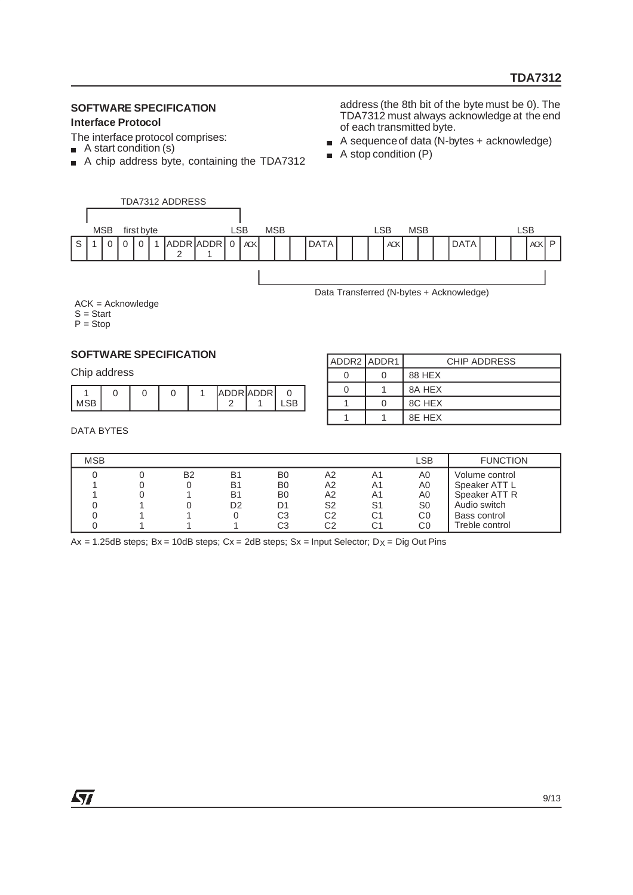## SOFTWARE SPECIFICATION

### Interface Protocol

The interface protocol comprises:

- A start condition (s)
- A chip address byte, containing the TDA7312 address (the 8th bit of the byte must be 0). The TDA7312 must always acknowledge at the end of each transmitted byte.
- A sequence of data (N-bytes + acknowledge)
- A stop condition (P)

TDA7312 ADDRESS

| | | | | | | | | | | | | | | | | | | | | | | | | | | | | | | |
|---|---|---|---|---|---|---|---|---|---|---|---|---|---|---|---|---|---|---|---|---|---|---|---|---|---|---|---|---|---|---|
| | MSB | first byte | | | | | | LSB | | MSB | | | | | | | | LSB | MSB | | | | | | | | | LSB | | |
| S | 1 | 0 | 0 | 0 | 1 | ADDR 2 | ADDR 1 | 0 | ACK | | | | DATA | | | | | ACK | | | | DATA | | | | | | ACK | P | |

Data Transferred (N-bytes + Acknowledge)

ACK = Acknowledge
S = Start
P = Stop

## SOFTWARE SPECIFICATION

Chip address

| | | | | | | | |
|---|---|---|---|---|---|---|---|
| 1 MSB | 0 | 0 | 0 | 1 | ADDR 2 | ADDR 1 | 0 LSB |

| ADDR2 | ADDR1 | CHIP ADDRESS |
|---|---|---|
| 0 | 0 | 88 HEX |
| 0 | 1 | 8A HEX |
| 1 | 0 | 8C HEX |
| 1 | 1 | 8E HEX |

DATA BYTES

| MSB | | | | | | | LSB | FUNCTION |
|---|---|---|---|---|---|---|---|---|
| 0 | 0 | B2 | B1 | B0 | A2 | A1 | A0 | Volume control |
| 1 | 0 | 0 | B1 | B0 | A2 | A1 | A0 | Speaker ATT L |
| 1 | 0 | 1 | B1 | B0 | A2 | A1 | A0 | Speaker ATT R |
| 0 | 1 | 0 | D2 | D1 | S2 | S1 | S0 | Audio switch |
| 0 | 1 | 1 | 0 | C3 | C2 | C1 | C0 | Bass control |
| 0 | 1 | 1 | 1 | C3 | C2 | C1 | C0 | Treble control |

Ax = 1.25dB steps; Bx = 10dB steps; Cx = 2dB steps; Sx = Input Selector; $D_X$ = Dig Out Pins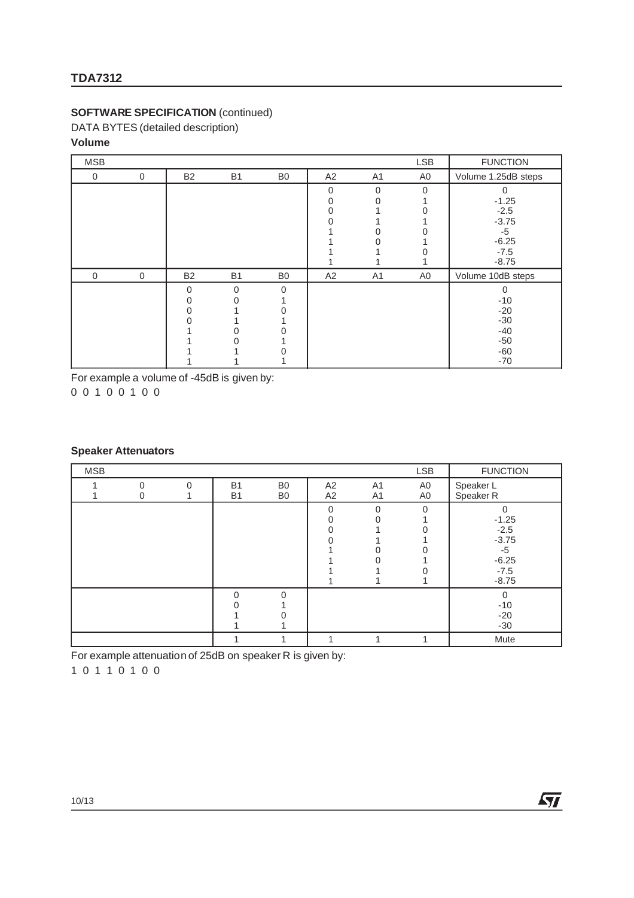## SOFTWARE SPECIFICATION (continued)

DATA BYTES (detailed description)

### Volume

| MSB | | | | | | | LSB | FUNCTION |
|---|---|---|---|---|---|---|---|---|
| 0 | 0 | B2 | B1 | B0 | A2 | A1 | A0 | Volume 1.25dB steps |
| | | | | | 0 | 0 | 0 | 0 |
| | | | | | 0 | 0 | 1 | -1.25 |
| | | | | | 0 | 1 | 0 | -2.5 |
| | | | | | 0 | 1 | 1 | -3.75 |
| | | | | | 1 | 0 | 0 | -5 |
| | | | | | 1 | 0 | 1 | -6.25 |
| | | | | | 1 | 1 | 0 | -7.5 |
| | | | | | 1 | 1 | 1 | -8.75 |
| 0 | 0 | B2 | B1 | B0 | A2 | A1 | A0 | Volume 10dB steps |
| | | 0 | 0 | 0 | | | | 0 |
| | | 0 | 0 | 1 | | | | -10 |
| | | 0 | 1 | 0 | | | | -20 |
| | | 0 | 1 | 1 | | | | -30 |
| | | 1 | 0 | 0 | | | | -40 |
| | | 1 | 0 | 1 | | | | -50 |
| | | 1 | 1 | 0 | | | | -60 |
| | | 1 | 1 | 1 | | | | -70 |

For example a volume of -45dB is given by:
0 0 1 0 0 1 0 0

### Speaker Attenuators

| MSB | | | | | | | LSB | FUNCTION |
|---|---|---|---|---|---|---|---|---|
| 1 | 0 | 0 | B1 | B0 | A2 | A1 | A0 | Speaker L |
| 1 | 0 | 1 | B1 | B0 | A2 | A1 | A0 | Speaker R |
| | | | | | 0 | 0 | 0 | 0 |
| | | | | | 0 | 0 | 1 | -1.25 |
| | | | | | 0 | 1 | 0 | -2.5 |
| | | | | | 0 | 1 | 1 | -3.75 |
| | | | | | 1 | 0 | 0 | -5 |
| | | | | | 1 | 0 | 1 | -6.25 |
| | | | | | 1 | 1 | 0 | -7.5 |
| | | | | | 1 | 1 | 1 | -8.75 |
| | | | 0 | 0 | | | | 0 |
| | | | 0 | 1 | | | | -10 |
| | | | 1 | 0 | | | | -20 |
| | | | 1 | 1 | | | | -30 |
| | | | 1 | 1 | 1 | 1 | 1 | Mute |

For example attenuation of 25dB on speaker R is given by:
1 0 1 1 0 1 0 0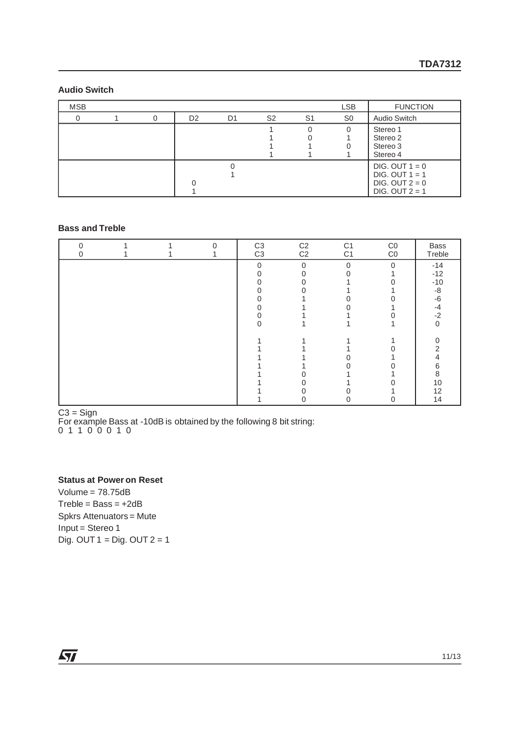## Audio Switch

| MSB | | | | | | | LSB | FUNCTION |
|---|---|---|---|---|---|---|---|---|
| 0 | 1 | 0 | D2 | D1 | S2 | S1 | S0 | Audio Switch |
| | | | | | 1 | 0 | 0 | Stereo 1 |
| | | | | | 1 | 0 | 1 | Stereo 2 |
| | | | | | 1 | 1 | 0 | Stereo 3 |
| | | | | | 1 | 1 | 1 | Stereo 4 |
| | | | | 0 | | | | DIG. OUT 1 = 0 |
| | | | | 1 | | | | DIG. OUT 1 = 1 |
| | | | 0 | | | | | DIG. OUT 2 = 0 |
| | | | 1 | | | | | DIG. OUT 2 = 1 |

## Bass and Treble

| | | | | | | | | |
|---|---|---|---|---|---|---|---|---|
| 0 | 1 | 1 | 0 | C3 | C2 | C1 | C0 | Bass |
| 0 | 1 | 1 | 1 | C3 | C2 | C1 | C0 | Treble |
| | | | | 0 | 0 | 0 | 0 | -14 |
| | | | | 0 | 0 | 0 | 1 | -12 |
| | | | | 0 | 0 | 1 | 0 | -10 |
| | | | | 0 | 0 | 1 | 1 | -8 |
| | | | | 0 | 1 | 0 | 0 | -6 |
| | | | | 0 | 1 | 0 | 1 | -4 |
| | | | | 0 | 1 | 1 | 0 | -2 |
| | | | | 0 | 1 | 1 | 1 | 0 |
| | | | | 1 | 1 | 1 | 1 | 0 |
| | | | | 1 | 1 | 1 | 0 | 2 |
| | | | | 1 | 1 | 0 | 1 | 4 |
| | | | | 1 | 1 | 0 | 0 | 6 |
| | | | | 1 | 0 | 1 | 1 | 8 |
| | | | | 1 | 0 | 1 | 0 | 10 |
| | | | | 1 | 0 | 0 | 1 | 12 |
| | | | | 1 | 0 | 0 | 0 | 14 |

C3 = Sign

For example Bass at -10dB is obtained by the following 8 bit string:
0 1 1 0 0 0 1 0

### Status at Power on Reset

Volume = 78.75dB

Treble = Bass = +2dB

Spkrs Attenuators = Mute

Input = Stereo 1

Dig. OUT 1 = Dig. OUT 2 = 1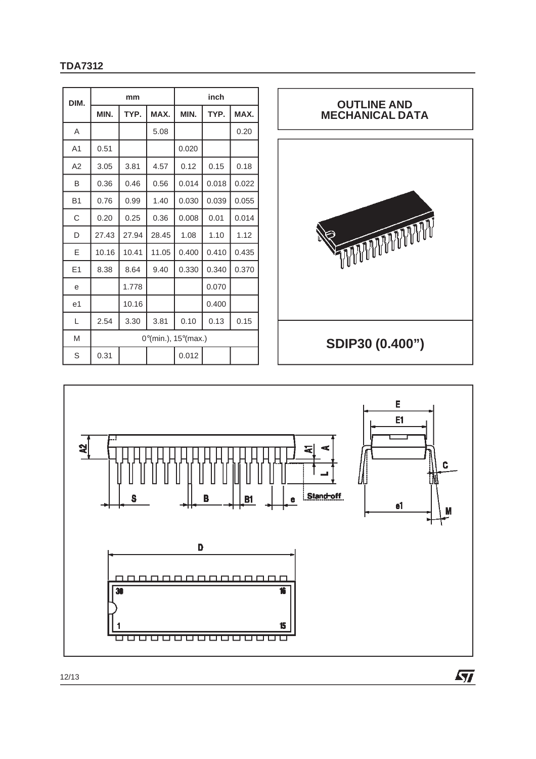| DIM. | mm | | | inch | | |
|---|---|---|---|---|---|---|
| | MIN. | TYP. | MAX. | MIN. | TYP. | MAX. |
| A | | | 5.08 | | | 0.20 |
| A1 | 0.51 | | | 0.020 | | |
| A2 | 3.05 | 3.81 | 4.57 | 0.12 | 0.15 | 0.18 |
| B | 0.36 | 0.46 | 0.56 | 0.014 | 0.018 | 0.022 |
| B1 | 0.76 | 0.99 | 1.40 | 0.030 | 0.039 | 0.055 |
| C | 0.20 | 0.25 | 0.36 | 0.008 | 0.01 | 0.014 |
| D | 27.43 | 27.94 | 28.45 | 1.08 | 1.10 | 1.12 |
| E | 10.16 | 10.41 | 11.05 | 0.400 | 0.410 | 0.435 |
| E1 | 8.38 | 8.64 | 9.40 | 0.330 | 0.340 | 0.370 |
| e | | 1.778 | | | 0.070 | |
| e1 | | 10.16 | | | 0.400 | |
| L | 2.54 | 3.30 | 3.81 | 0.10 | 0.13 | 0.15 |
| M | 0°(min.), 15°(max.) | | | | | |
| S | 0.31 | | | 0.012 | | |

## OUTLINE AND MECHANICAL DATA

**SDIP30 (0.400")**

A2
A1
A
L
S
B
B1
e
Stand-off
E
E1
C
e1
M
D
30
16
1
15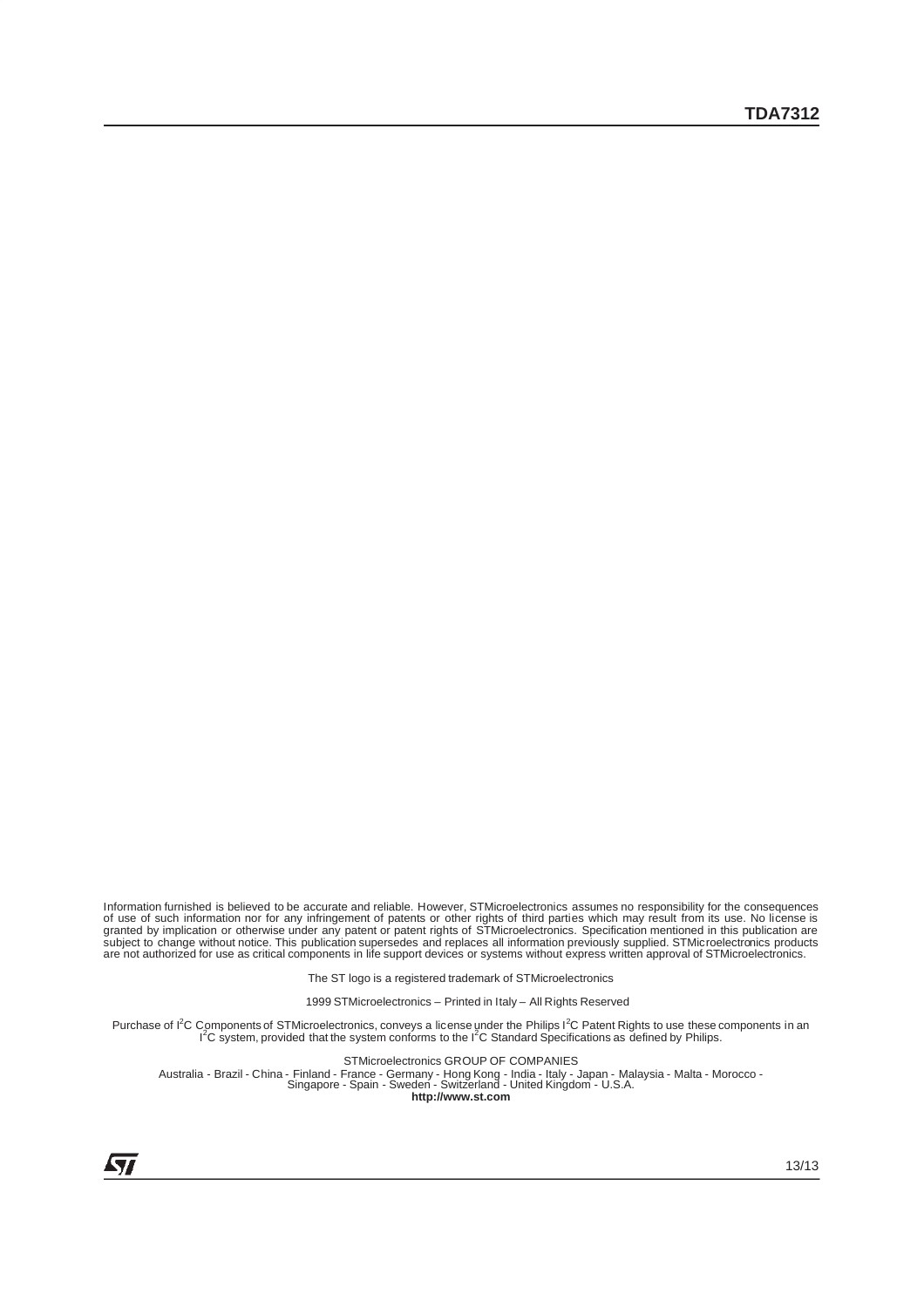Information furnished is believed to be accurate and reliable. However, STMicroelectronics assumes no responsibility for the consequences of use of such information nor for any infringement of patents or other rights of third parties which may result from its use. No license is granted by implication or otherwise under any patent or patent rights of STMicroelectronics. Specification mentioned in this publication are subject to change without notice. This publication supersedes and replaces all information previously supplied. STMicroelectronics products are not authorized for use as critical components in life support devices or systems without express written approval of STMicroelectronics.

The ST logo is a registered trademark of STMicroelectronics

1999 STMicroelectronics – Printed in Italy – All Rights Reserved

Purchase of $I^2C$ Components of STMicroelectronics, conveys a license under the Philips $I^2C$ Patent Rights to use these components in an $I^2C$ system, provided that the system conforms to the $I^2C$ Standard Specifications as defined by Philips.

STMicroelectronics GROUP OF COMPANIES

Australia - Brazil - China - Finland - France - Germany - Hong Kong - India - Italy - Japan - Malaysia - Malta - Morocco - Singapore - Spain - Sweden - Switzerland - United Kingdom - U.S.A.

**http://www.st.com**